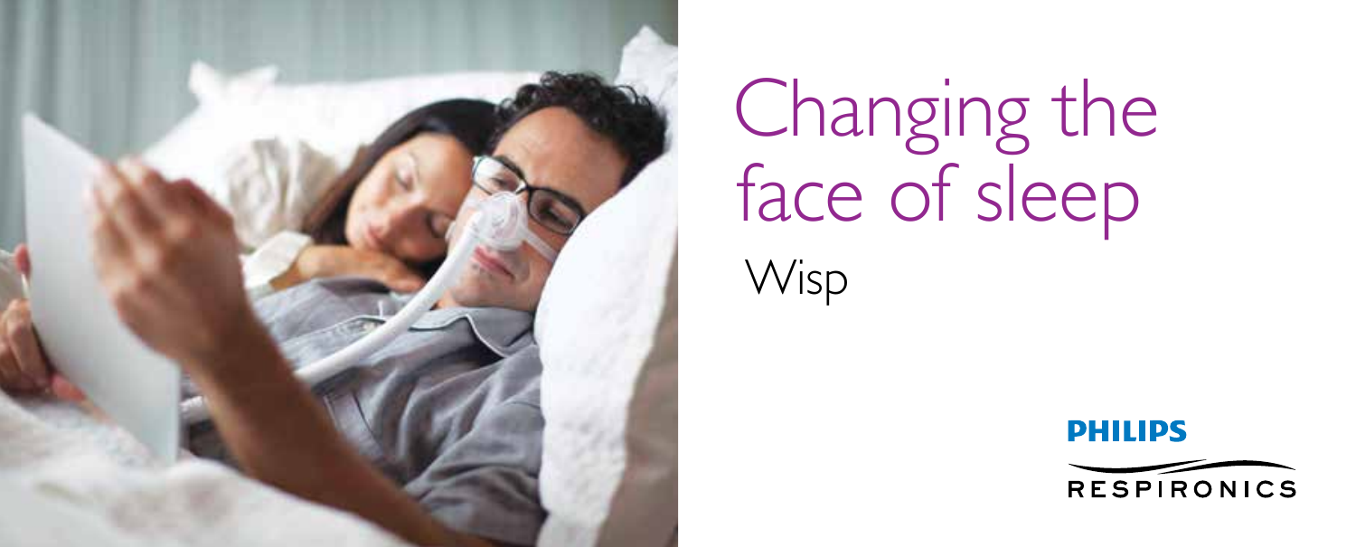# Changing the face of sleep

Wisp

PHILIPS

RESPIRONICS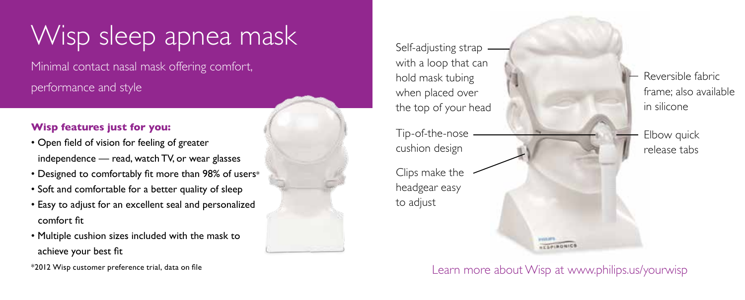# Wisp sleep apnea mask

Minimal contact nasal mask offering comfort, performance and style

**Wisp features just for you:**

- Open field of vision for feeling of greater independence — read, watch TV, or wear glasses
- Designed to comfortably fit more than 98% of users*
- Soft and comfortable for a better quality of sleep
- Easy to adjust for an excellent seal and personalized comfort fit
- Multiple cushion sizes included with the mask to achieve your best fit

*2012 Wisp customer preference trial, data on file

Self-adjusting strap with a loop that can hold mask tubing when placed over the top of your head

Tip-of-the-nose cushion design

Clips make the headgear easy to adjust

Reversible fabric frame; also available in silicone

Elbow quick release tabs

Learn more about Wisp at www.philips.us/yourwisp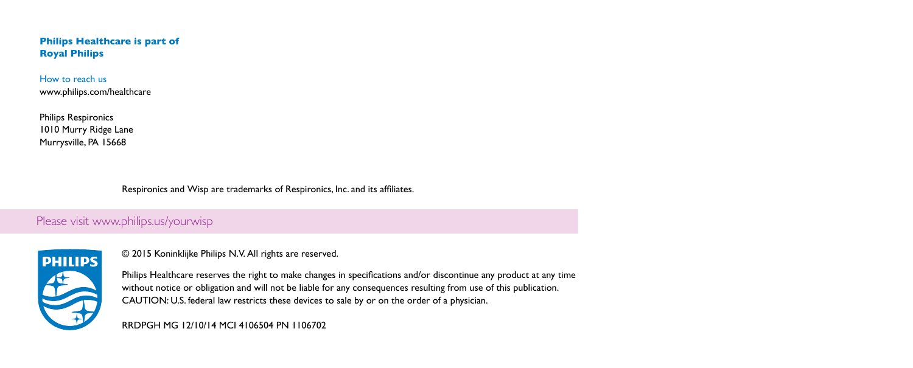**Philips Healthcare is part of Royal Philips**

How to reach us
www.philips.com/healthcare

Philips Respironics
1010 Murry Ridge Lane
Murrysville, PA 15668

Respironics and Wisp are trademarks of Respironics, Inc. and its affiliates.

Please visit www.philips.us/yourwisp

© 2015 Koninklijke Philips N.V. All rights are reserved.

Philips Healthcare reserves the right to make changes in specifications and/or discontinue any product at any time without notice or obligation and will not be liable for any consequences resulting from use of this publication.
CAUTION: U.S. federal law restricts these devices to sale by or on the order of a physician.

RRDPGH MG 12/10/14 MCI 4106504 PN 1106702